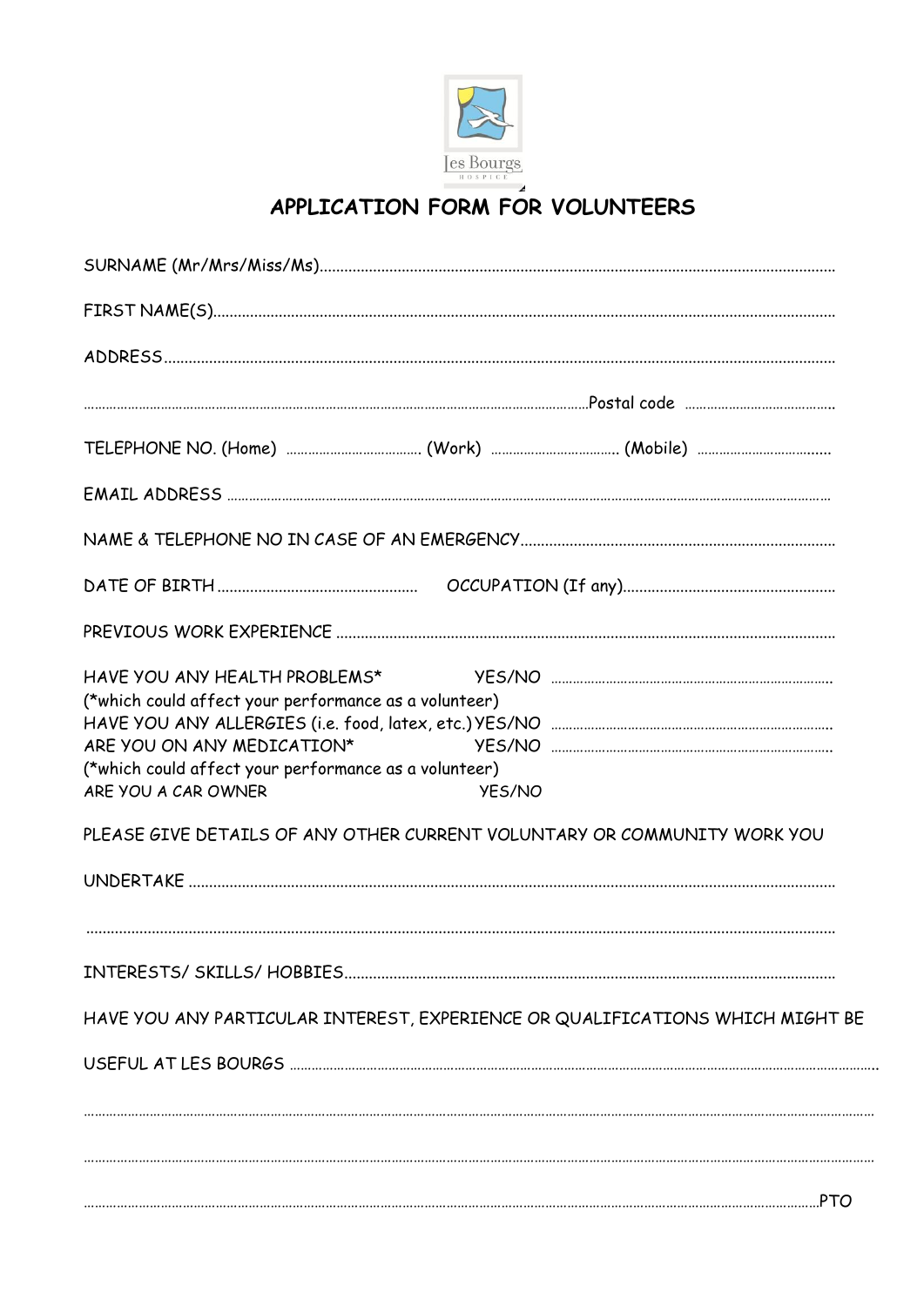Les Bourgs
HOSPICE

# APPLICATION FORM FOR VOLUNTEERS

SURNAME (Mr/Mrs/Miss/Ms)............................................................................................................................

FIRST NAME(S)..............................................................................................................................................

ADDRESS.........................................................................................................................................................

.............................................................................................................................Postal code .........................................

TELEPHONE NO. (Home) ..................................... (Work) ................................... (Mobile) ...................................

EMAIL ADDRESS ..........................................................................................................................................

NAME & TELEPHONE NO IN CASE OF AN EMERGENCY............................................................................

DATE OF BIRTH ................................................ OCCUPATION (If any)...................................................

PREVIOUS WORK EXPERIENCE .....................................................................................................................

HAVE YOU ANY HEALTH PROBLEMS* YES/NO ............................................................................
(*which could affect your performance as a volunteer)
HAVE YOU ANY ALLERGIES (i.e. food, latex, etc.) YES/NO ............................................................................
ARE YOU ON ANY MEDICATION* YES/NO ............................................................................
(*which could affect your performance as a volunteer)
ARE YOU A CAR OWNER YES/NO

PLEASE GIVE DETAILS OF ANY OTHER CURRENT VOLUNTARY OR COMMUNITY WORK YOU

UNDERTAKE ..................................................................................................................................................

.........................................................................................................................................................................

INTERESTS/ SKILLS/ HOBBIES.......................................................................................................................

HAVE YOU ANY PARTICULAR INTEREST, EXPERIENCE OR QUALIFICATIONS WHICH MIGHT BE

USEFUL AT LES BOURGS ................................................................................................................................

.........................................................................................................................................................................

.........................................................................................................................................................................

.....................................................................................................................................................................PTO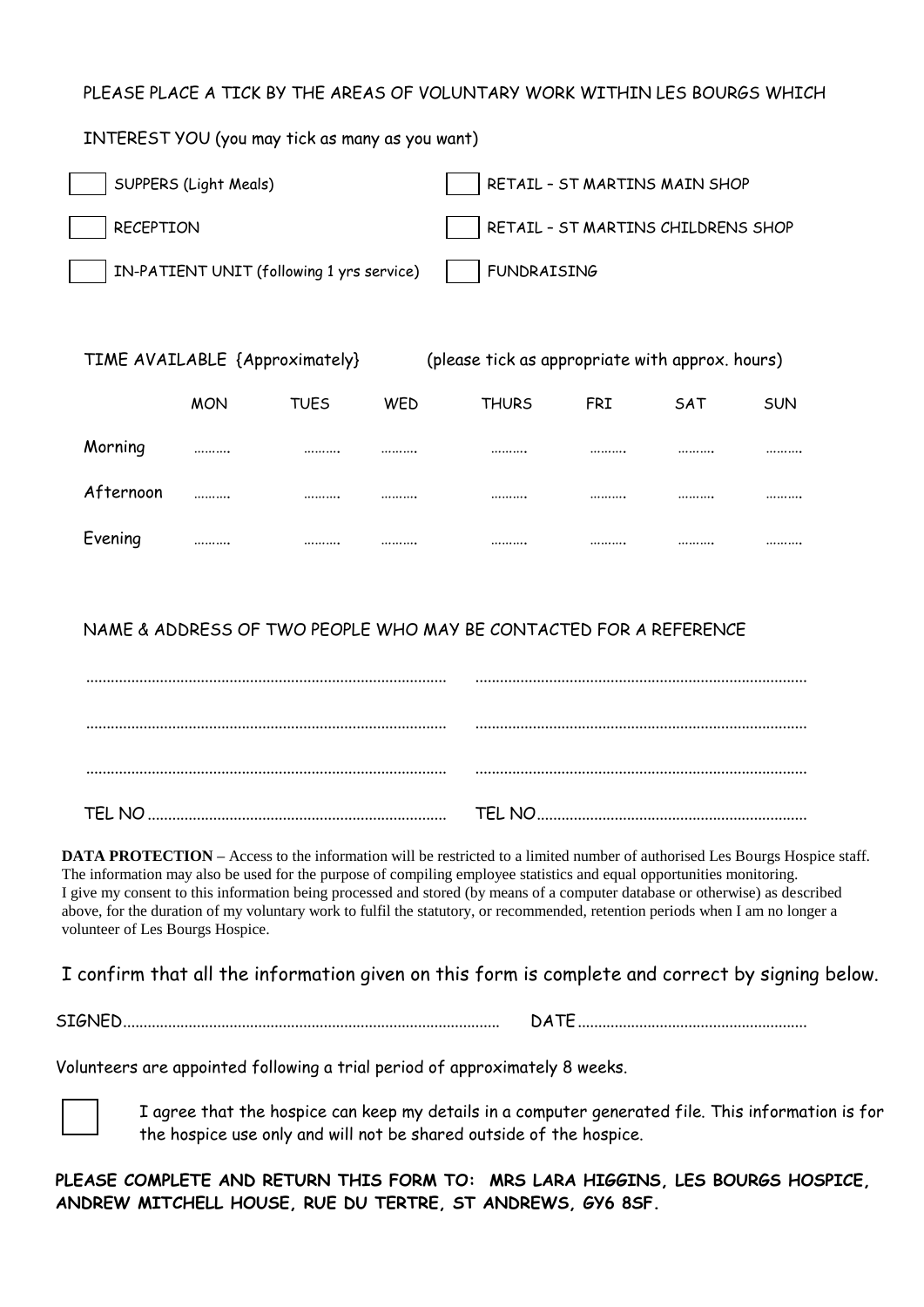PLEASE PLACE A TICK BY THE AREAS OF VOLUNTARY WORK WITHIN LES BOURGS WHICH INTEREST YOU (you may tick as many as you want)

- ☐ SUPPERS (Light Meals)
- ☐ RETAIL – ST MARTINS MAIN SHOP
- ☐ RECEPTION
- ☐ RETAIL – ST MARTINS CHILDRENS SHOP
- ☐ IN-PATIENT UNIT (following 1 yrs service)
- ☐ FUNDRAISING

TIME AVAILABLE {Approximately} (please tick as appropriate with approx. hours)

| | MON | TUES | WED | THURS | FRI | SAT | SUN |
|---|---|---|---|---|---|---|---|
| Morning | ………. | ………. | ………. | ………. | ………. | ………. | ………. |
| Afternoon | ………. | ………. | ………. | ………. | ………. | ………. | ………. |
| Evening | ………. | ………. | ………. | ………. | ………. | ………. | ………. |

NAME & ADDRESS OF TWO PEOPLE WHO MAY BE CONTACTED FOR A REFERENCE

| | |
|---|---|
| …………………………………………………………… | …………………………………………………………… |
| …………………………………………………………… | …………………………………………………………… |
| …………………………………………………………… | …………………………………………………………… |
| TEL NO………………………………………………… | TEL NO………………………………………………… |

**DATA PROTECTION** – Access to the information will be restricted to a limited number of authorised Les Bourgs Hospice staff. The information may also be used for the purpose of compiling employee statistics and equal opportunities monitoring. I give my consent to this information being processed and stored (by means of a computer database or otherwise) as described above, for the duration of my voluntary work to fulfil the statutory, or recommended, retention periods when I am no longer a volunteer of Les Bourgs Hospice.

I confirm that all the information given on this form is complete and correct by signing below.

SIGNED……………………………………………………………… DATE………………………………………

Volunteers are appointed following a trial period of approximately 8 weeks.

☐ I agree that the hospice can keep my details in a computer generated file. This information is for the hospice use only and will not be shared outside of the hospice.

**PLEASE COMPLETE AND RETURN THIS FORM TO: MRS LARA HIGGINS, LES BOURGS HOSPICE, ANDREW MITCHELL HOUSE, RUE DU TERTRE, ST ANDREWS, GY6 8SF.**